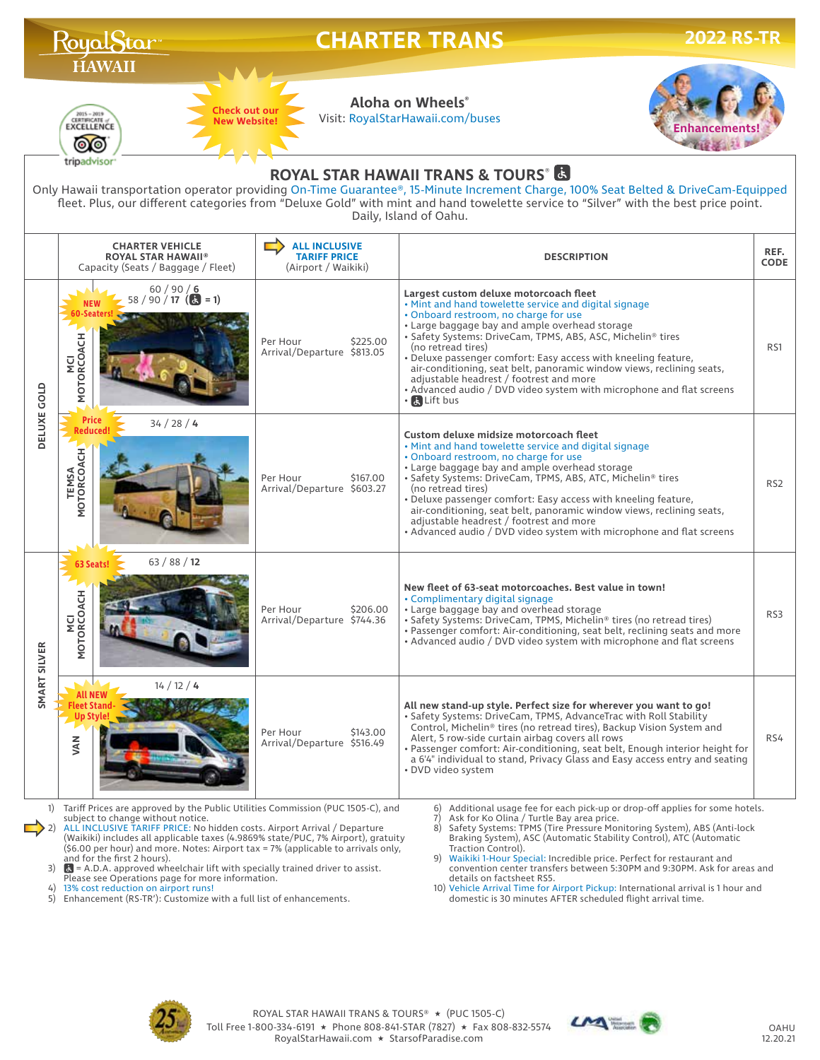# RoyalStar HAWAII — CHARTER TRANS — 2022 RS-TR

Check out our New Website!

**Aloha on Wheels®**
Visit: RoyalStarHawaii.com/buses

Enhancements!

2015 – 2019 CERTIFICATE of EXCELLENCE tripadvisor

## ROYAL STAR HAWAII TRANS & TOURS®

Only Hawaii transportation operator providing On-Time Guarantee®, 15-Minute Increment Charge, 100% Seat Belted & DriveCam-Equipped fleet. Plus, our different categories from "Deluxe Gold" with mint and hand towelette service to "Silver" with the best price point. Daily, Island of Oahu.

| | CHARTER VEHICLE ROYAL STAR HAWAII® Capacity (Seats / Baggage / Fleet) | ALL INCLUSIVE TARIFF PRICE (Airport / Waikiki) | DESCRIPTION | REF. CODE |
|---|---|---|---|---|
| DELUXE GOLD | NEW 60-Seaters! MCI MOTORCOACH 60 / 90 / **6**; 58 / 90 / **17** (♿ = 1) | Per Hour $225.00; Arrival/Departure $813.05 | **Largest custom deluxe motorcoach fleet** • Mint and hand towelette service and digital signage • Onboard restroom, no charge for use • Large baggage bay and ample overhead storage • Safety Systems: DriveCam, TPMS, ABS, ASC, Michelin® tires (no retread tires) • Deluxe passenger comfort: Easy access with kneeling feature, air-conditioning, seat belt, panoramic window views, reclining seats, adjustable headrest / footrest and more • Advanced audio / DVD video system with microphone and flat screens • ♿ Lift bus | RS1 |
| DELUXE GOLD | Price Reduced! TEMSA MOTORCOACH 34 / 28 / **4** | Per Hour $167.00; Arrival/Departure $603.27 | **Custom deluxe midsize motorcoach fleet** • Mint and hand towelette service and digital signage • Onboard restroom, no charge for use • Large baggage bay and ample overhead storage • Safety Systems: DriveCam, TPMS, ABS, ATC, Michelin® tires (no retread tires) • Deluxe passenger comfort: Easy access with kneeling feature, air-conditioning, seat belt, panoramic window views, reclining seats, adjustable headrest / footrest and more • Advanced audio / DVD video system with microphone and flat screens | RS2 |
| SMART SILVER | 63 Seats! MCI MOTORCOACH 63 / 88 / **12** | Per Hour $206.00; Arrival/Departure $744.36 | **New fleet of 63-seat motorcoaches. Best value in town!** • Complimentary digital signage • Large baggage bay and overhead storage • Safety Systems: DriveCam, TPMS, Michelin® tires (no retread tires) • Passenger comfort: Air-conditioning, seat belt, reclining seats and more • Advanced audio / DVD video system with microphone and flat screens | RS3 |
| SMART SILVER | All NEW Fleet Stand-Up Style! VAN 14 / 12 / **4** | Per Hour $143.00; Arrival/Departure $516.49 | **All new stand-up style. Perfect size for wherever you want to go!** • Safety Systems: DriveCam, TPMS, AdvanceTrac with Roll Stability Control, Michelin® tires (no retread tires), Backup Vision System and Alert, 5 row-side curtain airbag covers all rows • Passenger comfort: Air-conditioning, seat belt, Enough interior height for a 6'4" individual to stand, Privacy Glass and Easy access entry and seating • DVD video system | RS4 |

1) Tariff Prices are approved by the Public Utilities Commission (PUC 1505-C), and subject to change without notice.
2) ALL INCLUSIVE TARIFF PRICE: No hidden costs. Airport Arrival / Departure (Waikiki) includes all applicable taxes (4.9869% state/PUC, 7% Airport), gratuity ($6.00 per hour) and more. Notes: Airport tax = 7% (applicable to arrivals only, and for the first 2 hours).
3) ♿ = A.D.A. approved wheelchair lift with specially trained driver to assist. Please see Operations page for more information.
4) 13% cost reduction on airport runs!
5) Enhancement (RS-TR'): Customize with a full list of enhancements.
6) Additional usage fee for each pick-up or drop-off applies for some hotels.
7) Ask for Ko Olina / Turtle Bay area price.
8) Safety Systems: TPMS (Tire Pressure Monitoring System), ABS (Anti-lock Braking System), ASC (Automatic Stability Control), ATC (Automatic Traction Control).
9) Waikiki 1-Hour Special: Incredible price. Perfect for restaurant and convention center transfers between 5:30PM and 9:30PM. Ask for areas and details on factsheet RS5.
10) Vehicle Arrival Time for Airport Pickup: International arrival is 1 hour and domestic is 30 minutes AFTER scheduled flight arrival time.

ROYAL STAR HAWAII TRANS & TOURS® ★ (PUC 1505-C)
Toll Free 1-800-334-6191 ★ Phone 808-841-STAR (7827) ★ Fax 808-832-5574
RoyalStarHawaii.com ★ StarsofParadise.com

OAHU 12.20.21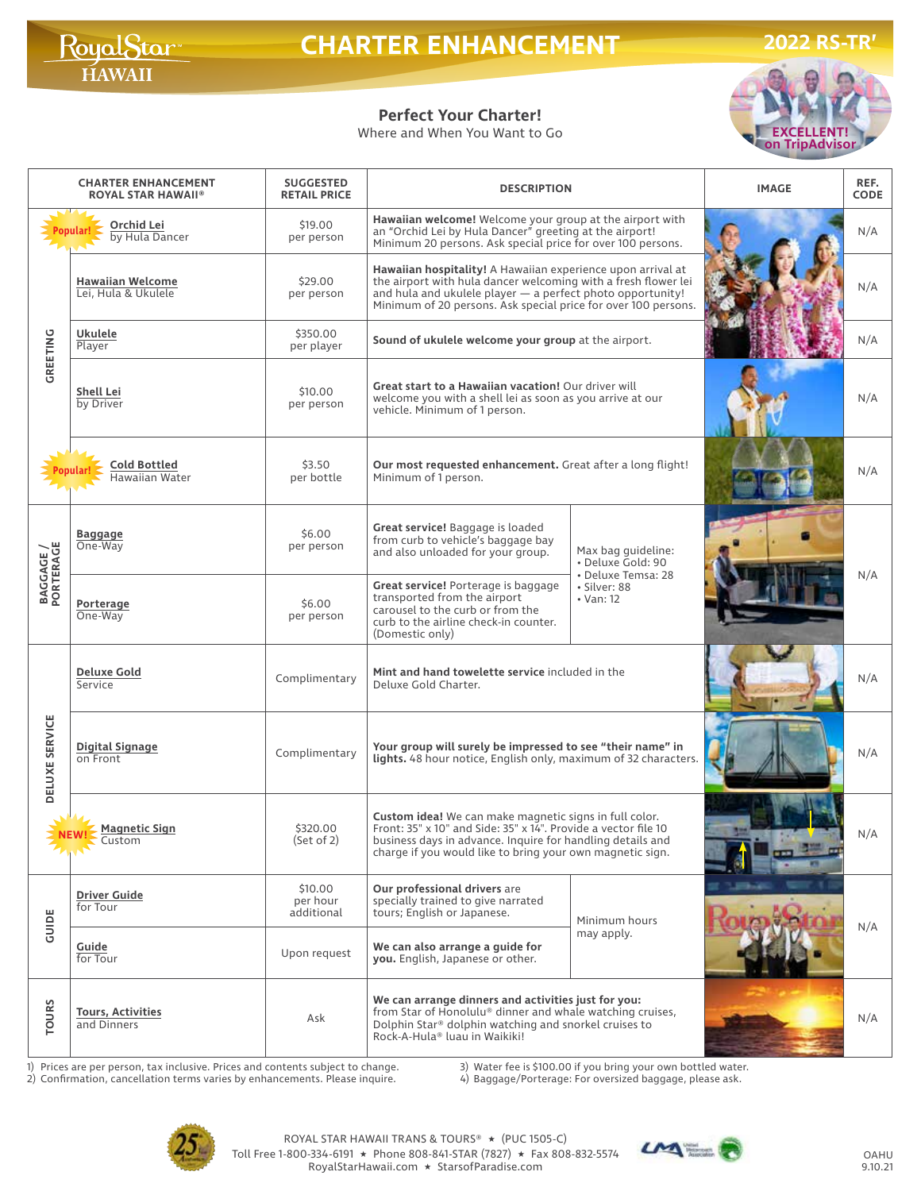RoyalStar™ HAWAII

# CHARTER ENHANCEMENT

2022 RS-TR'

EXCELLENT! on TripAdvisor

**Perfect Your Charter!**
Where and When You Want to Go

| | CHARTER ENHANCEMENT ROYAL STAR HAWAII® | SUGGESTED RETAIL PRICE | DESCRIPTION | | IMAGE | REF. CODE |
|---|---|---|---|---|---|---|
| GREETING | Popular! **Orchid Lei** by Hula Dancer | $19.00 per person | **Hawaiian welcome!** Welcome your group at the airport with an "Orchid Lei by Hula Dancer" greeting at the airport! Minimum 20 persons. Ask special price for over 100 persons. | | | N/A |
| | **Hawaiian Welcome** Lei, Hula & Ukulele | $29.00 per person | **Hawaiian hospitality!** A Hawaiian experience upon arrival at the airport with hula dancer welcoming with a fresh flower lei and hula and ukulele player — a perfect photo opportunity! Minimum of 20 persons. Ask special price for over 100 persons. | | | N/A |
| | **Ukulele** Player | $350.00 per player | **Sound of ukulele welcome your group** at the airport. | | | N/A |
| | **Shell Lei** by Driver | $10.00 per person | **Great start to a Hawaiian vacation!** Our driver will welcome you with a shell lei as soon as you arrive at our vehicle. Minimum of 1 person. | | | N/A |
| | Popular! **Cold Bottled** Hawaiian Water | $3.50 per bottle | **Our most requested enhancement.** Great after a long flight! Minimum of 1 person. | | | N/A |
| BAGGAGE / PORTERAGE | **Baggage** One-Way | $6.00 per person | **Great service!** Baggage is loaded from curb to vehicle's baggage bay and also unloaded for your group. | Max bag guideline: • Deluxe Gold: 90 • Deluxe Temsa: 28 • Silver: 88 • Van: 12 | | N/A |
| | **Porterage** One-Way | $6.00 per person | **Great service!** Porterage is baggage transported from the airport carousel to the curb or from the curb to the airline check-in counter. (Domestic only) | | | |
| DELUXE SERVICE | **Deluxe Gold** Service | Complimentary | **Mint and hand towelette service** included in the Deluxe Gold Charter. | | | N/A |
| | **Digital Signage** on Front | Complimentary | **Your group will surely be impressed to see "their name" in lights.** 48 hour notice, English only, maximum of 32 characters. | | | N/A |
| | NEW! **Magnetic Sign** Custom | $320.00 (Set of 2) | **Custom idea!** We can make magnetic signs in full color. Front: 35" x 10" and Side: 35" x 14". Provide a vector file 10 business days in advance. Inquire for handling details and charge if you would like to bring your own magnetic sign. | | | N/A |
| GUIDE | **Driver Guide** for Tour | $10.00 per hour additional | **Our professional drivers** are specially trained to give narrated tours; English or Japanese. | Minimum hours may apply. | | N/A |
| | **Guide** for Tour | Upon request | **We can also arrange a guide for you.** English, Japanese or other. | | | |
| TOURS | **Tours, Activities** and Dinners | Ask | **We can arrange dinners and activities just for you:** from Star of Honolulu® dinner and whale watching cruises, Dolphin Star® dolphin watching and snorkel cruises to Rock-A-Hula® luau in Waikiki! | | | N/A |

1) Prices are per person, tax inclusive. Prices and contents subject to change.
2) Confirmation, cancellation terms varies by enhancements. Please inquire.
3) Water fee is $100.00 if you bring your own bottled water.
4) Baggage/Porterage: For oversized baggage, please ask.

ROYAL STAR HAWAII TRANS & TOURS® ★ (PUC 1505-C)
Toll Free 1-800-334-6191 ★ Phone 808-841-STAR (7827) ★ Fax 808-832-5574
RoyalStarHawaii.com ★ StarsofParadise.com

OAHU
9.10.21